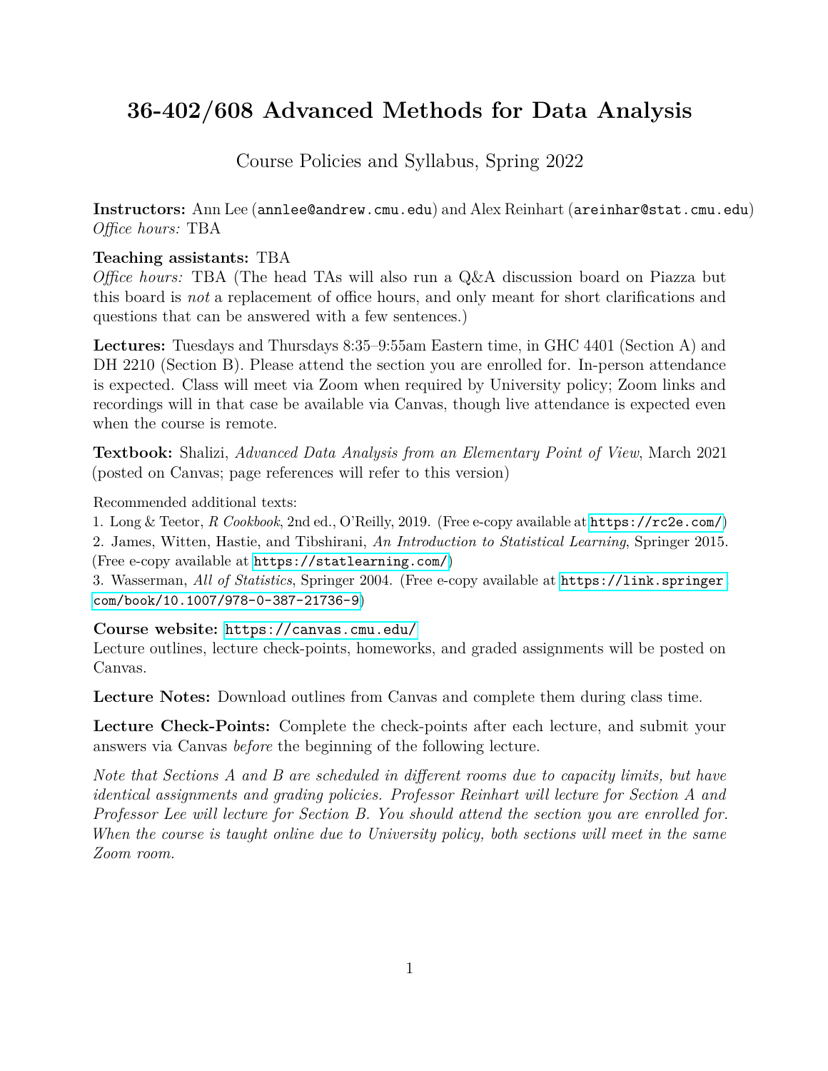# 36-402/608 Advanced Methods for Data Analysis

Course Policies and Syllabus, Spring 2022

**Instructors:** Ann Lee (annlee@andrew.cmu.edu) and Alex Reinhart (areinhar@stat.cmu.edu)
*Office hours:* TBA

**Teaching assistants:** TBA
*Office hours:* TBA (The head TAs will also run a Q&A discussion board on Piazza but this board is *not* a replacement of office hours, and only meant for short clarifications and questions that can be answered with a few sentences.)

**Lectures:** Tuesdays and Thursdays 8:35–9:55am Eastern time, in GHC 4401 (Section A) and DH 2210 (Section B). Please attend the section you are enrolled for. In-person attendance is expected. Class will meet via Zoom when required by University policy; Zoom links and recordings will in that case be available via Canvas, though live attendance is expected even when the course is remote.

**Textbook:** Shalizi, *Advanced Data Analysis from an Elementary Point of View*, March 2021 (posted on Canvas; page references will refer to this version)

Recommended additional texts:
1. Long & Teetor, *R Cookbook*, 2nd ed., O'Reilly, 2019. (Free e-copy available at https://rc2e.com/)
2. James, Witten, Hastie, and Tibshirani, *An Introduction to Statistical Learning*, Springer 2015. (Free e-copy available at https://statlearning.com/)
3. Wasserman, *All of Statistics*, Springer 2004. (Free e-copy available at https://link.springer.com/book/10.1007/978-0-387-21736-9)

**Course website:** https://canvas.cmu.edu/
Lecture outlines, lecture check-points, homeworks, and graded assignments will be posted on Canvas.

**Lecture Notes:** Download outlines from Canvas and complete them during class time.

**Lecture Check-Points:** Complete the check-points after each lecture, and submit your answers via Canvas *before* the beginning of the following lecture.

*Note that Sections A and B are scheduled in different rooms due to capacity limits, but have identical assignments and grading policies. Professor Reinhart will lecture for Section A and Professor Lee will lecture for Section B. You should attend the section you are enrolled for. When the course is taught online due to University policy, both sections will meet in the same Zoom room.*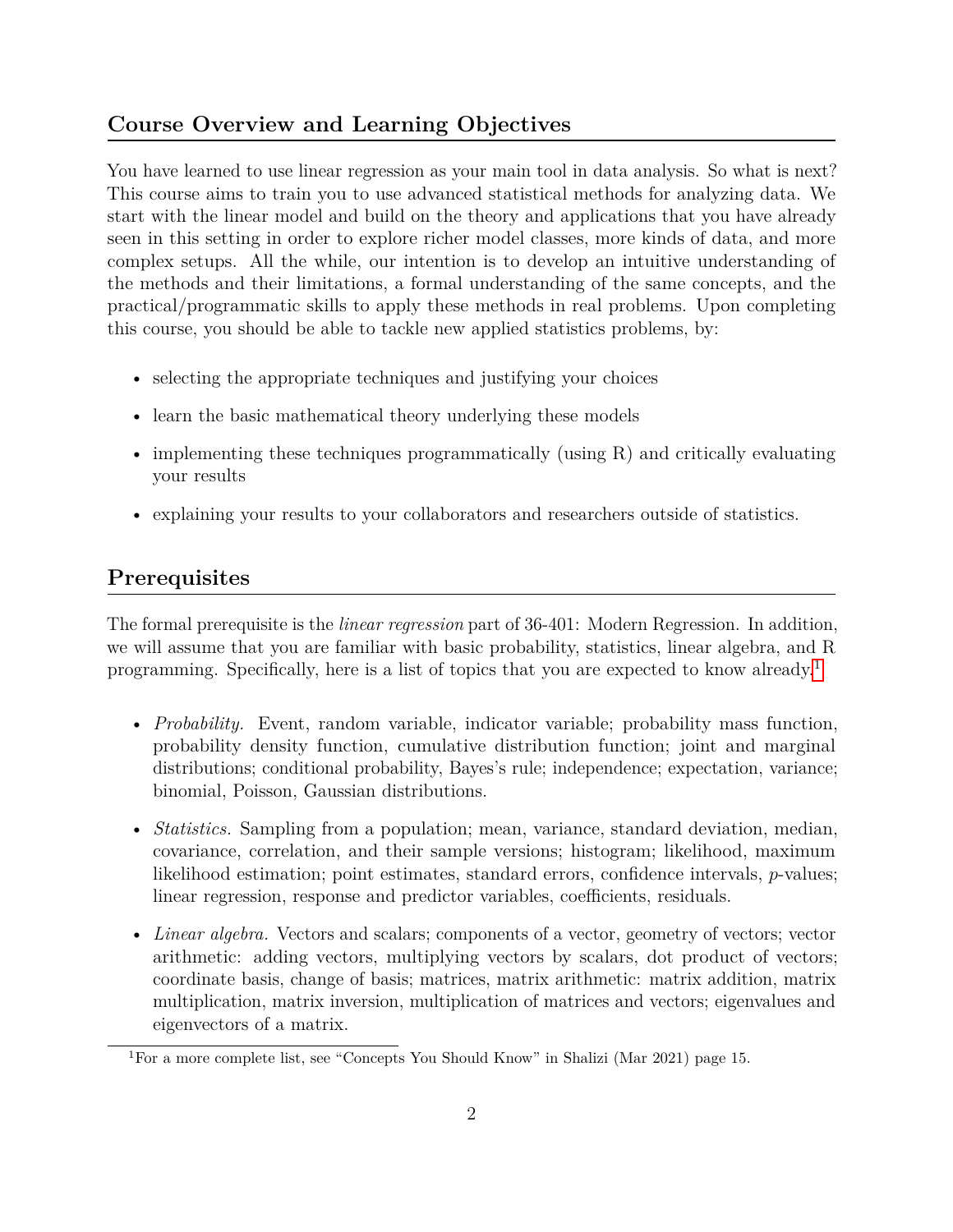## Course Overview and Learning Objectives

You have learned to use linear regression as your main tool in data analysis. So what is next? This course aims to train you to use advanced statistical methods for analyzing data. We start with the linear model and build on the theory and applications that you have already seen in this setting in order to explore richer model classes, more kinds of data, and more complex setups. All the while, our intention is to develop an intuitive understanding of the methods and their limitations, a formal understanding of the same concepts, and the practical/programmatic skills to apply these methods in real problems. Upon completing this course, you should be able to tackle new applied statistics problems, by:

- selecting the appropriate techniques and justifying your choices
- learn the basic mathematical theory underlying these models
- implementing these techniques programmatically (using R) and critically evaluating your results
- explaining your results to your collaborators and researchers outside of statistics.

## Prerequisites

The formal prerequisite is the *linear regression* part of 36-401: Modern Regression. In addition, we will assume that you are familiar with basic probability, statistics, linear algebra, and R programming. Specifically, here is a list of topics that you are expected to know already.[1]

- *Probability.* Event, random variable, indicator variable; probability mass function, probability density function, cumulative distribution function; joint and marginal distributions; conditional probability, Bayes's rule; independence; expectation, variance; binomial, Poisson, Gaussian distributions.
- *Statistics.* Sampling from a population; mean, variance, standard deviation, median, covariance, correlation, and their sample versions; histogram; likelihood, maximum likelihood estimation; point estimates, standard errors, confidence intervals, $p$-values; linear regression, response and predictor variables, coefficients, residuals.
- *Linear algebra.* Vectors and scalars; components of a vector, geometry of vectors; vector arithmetic: adding vectors, multiplying vectors by scalars, dot product of vectors; coordinate basis, change of basis; matrices, matrix arithmetic: matrix addition, matrix multiplication, matrix inversion, multiplication of matrices and vectors; eigenvalues and eigenvectors of a matrix.

[1] For a more complete list, see "Concepts You Should Know" in Shalizi (Mar 2021) page 15.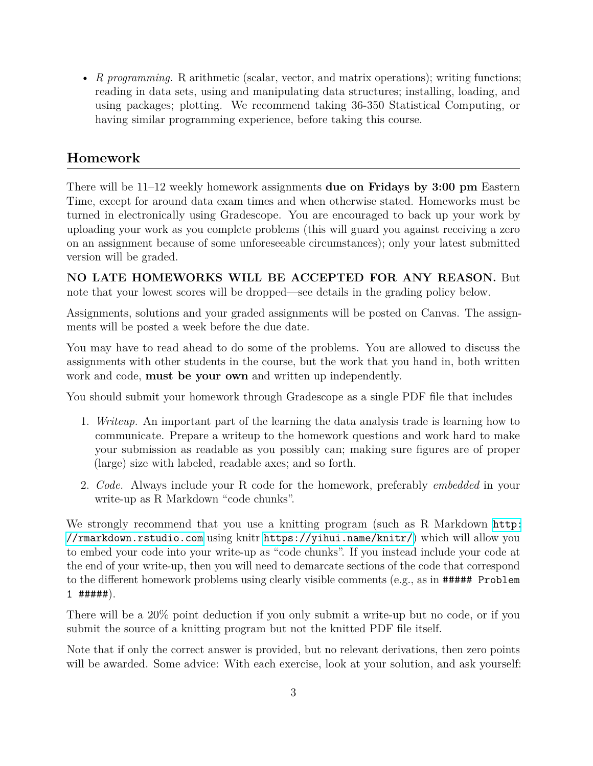- *R programming.* R arithmetic (scalar, vector, and matrix operations); writing functions; reading in data sets, using and manipulating data structures; installing, loading, and using packages; plotting. We recommend taking 36-350 Statistical Computing, or having similar programming experience, before taking this course.

## Homework

There will be 11–12 weekly homework assignments **due on Fridays by 3:00 pm** Eastern Time, except for around data exam times and when otherwise stated. Homeworks must be turned in electronically using Gradescope. You are encouraged to back up your work by uploading your work as you complete problems (this will guard you against receiving a zero on an assignment because of some unforeseeable circumstances); only your latest submitted version will be graded.

**NO LATE HOMEWORKS WILL BE ACCEPTED FOR ANY REASON.** But note that your lowest scores will be dropped—see details in the grading policy below.

Assignments, solutions and your graded assignments will be posted on Canvas. The assignments will be posted a week before the due date.

You may have to read ahead to do some of the problems. You are allowed to discuss the assignments with other students in the course, but the work that you hand in, both written work and code, **must be your own** and written up independently.

You should submit your homework through Gradescope as a single PDF file that includes

1. *Writeup.* An important part of the learning the data analysis trade is learning how to communicate. Prepare a writeup to the homework questions and work hard to make your submission as readable as you possibly can; making sure figures are of proper (large) size with labeled, readable axes; and so forth.
2. *Code.* Always include your R code for the homework, preferably *embedded* in your write-up as R Markdown "code chunks".

We strongly recommend that you use a knitting program (such as R Markdown `http://rmarkdown.rstudio.com` using knitr `https://yihui.name/knitr/`) which will allow you to embed your code into your write-up as "code chunks". If you instead include your code at the end of your write-up, then you will need to demarcate sections of the code that correspond to the different homework problems using clearly visible comments (e.g., as in `##### Problem 1 #####`).

There will be a 20% point deduction if you only submit a write-up but no code, or if you submit the source of a knitting program but not the knitted PDF file itself.

Note that if only the correct answer is provided, but no relevant derivations, then zero points will be awarded. Some advice: With each exercise, look at your solution, and ask yourself: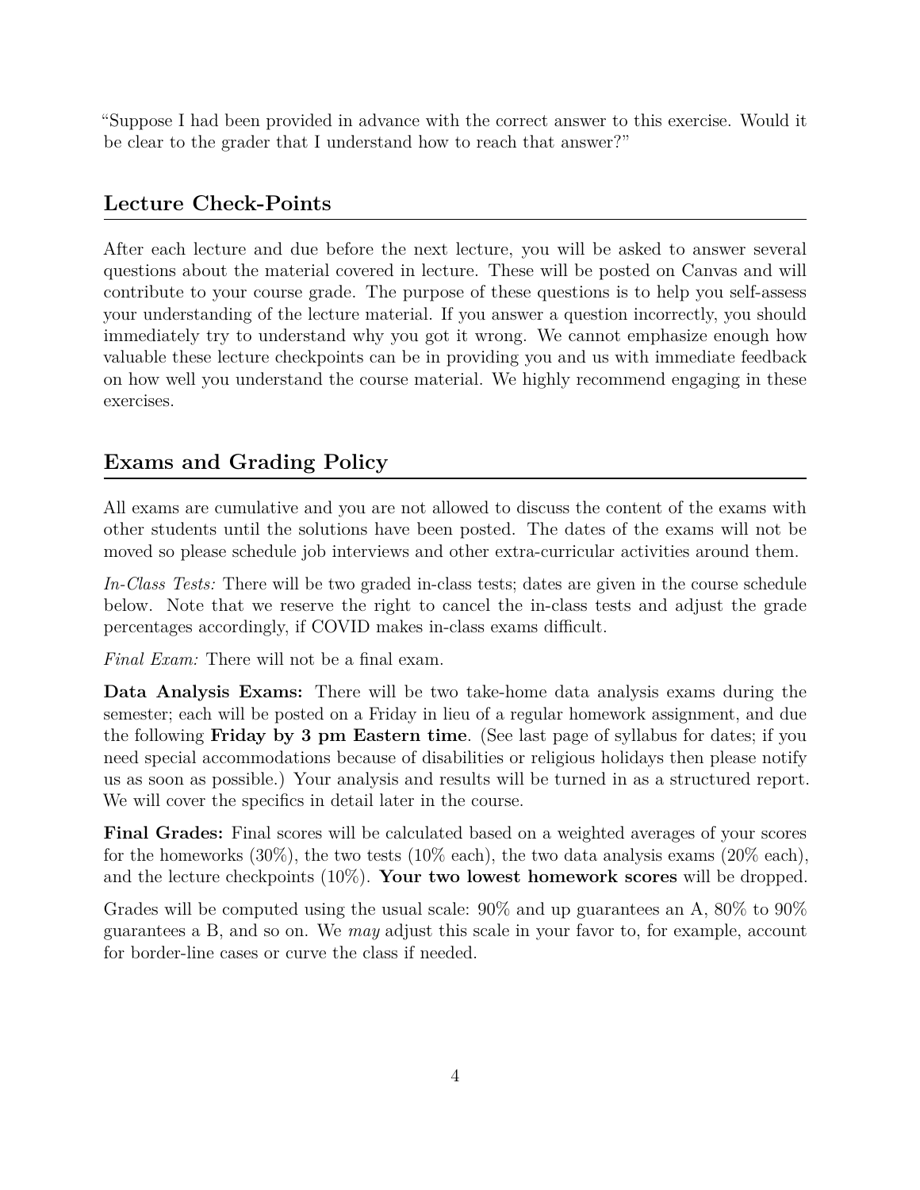"Suppose I had been provided in advance with the correct answer to this exercise. Would it be clear to the grader that I understand how to reach that answer?"

## Lecture Check-Points

After each lecture and due before the next lecture, you will be asked to answer several questions about the material covered in lecture. These will be posted on Canvas and will contribute to your course grade. The purpose of these questions is to help you self-assess your understanding of the lecture material. If you answer a question incorrectly, you should immediately try to understand why you got it wrong. We cannot emphasize enough how valuable these lecture checkpoints can be in providing you and us with immediate feedback on how well you understand the course material. We highly recommend engaging in these exercises.

## Exams and Grading Policy

All exams are cumulative and you are not allowed to discuss the content of the exams with other students until the solutions have been posted. The dates of the exams will not be moved so please schedule job interviews and other extra-curricular activities around them.

*In-Class Tests:* There will be two graded in-class tests; dates are given in the course schedule below. Note that we reserve the right to cancel the in-class tests and adjust the grade percentages accordingly, if COVID makes in-class exams difficult.

*Final Exam:* There will not be a final exam.

**Data Analysis Exams:** There will be two take-home data analysis exams during the semester; each will be posted on a Friday in lieu of a regular homework assignment, and due the following **Friday by 3 pm Eastern time**. (See last page of syllabus for dates; if you need special accommodations because of disabilities or religious holidays then please notify us as soon as possible.) Your analysis and results will be turned in as a structured report. We will cover the specifics in detail later in the course.

**Final Grades:** Final scores will be calculated based on a weighted averages of your scores for the homeworks (30%), the two tests (10% each), the two data analysis exams (20% each), and the lecture checkpoints (10%). **Your two lowest homework scores** will be dropped.

Grades will be computed using the usual scale: 90% and up guarantees an A, 80% to 90% guarantees a B, and so on. We *may* adjust this scale in your favor to, for example, account for border-line cases or curve the class if needed.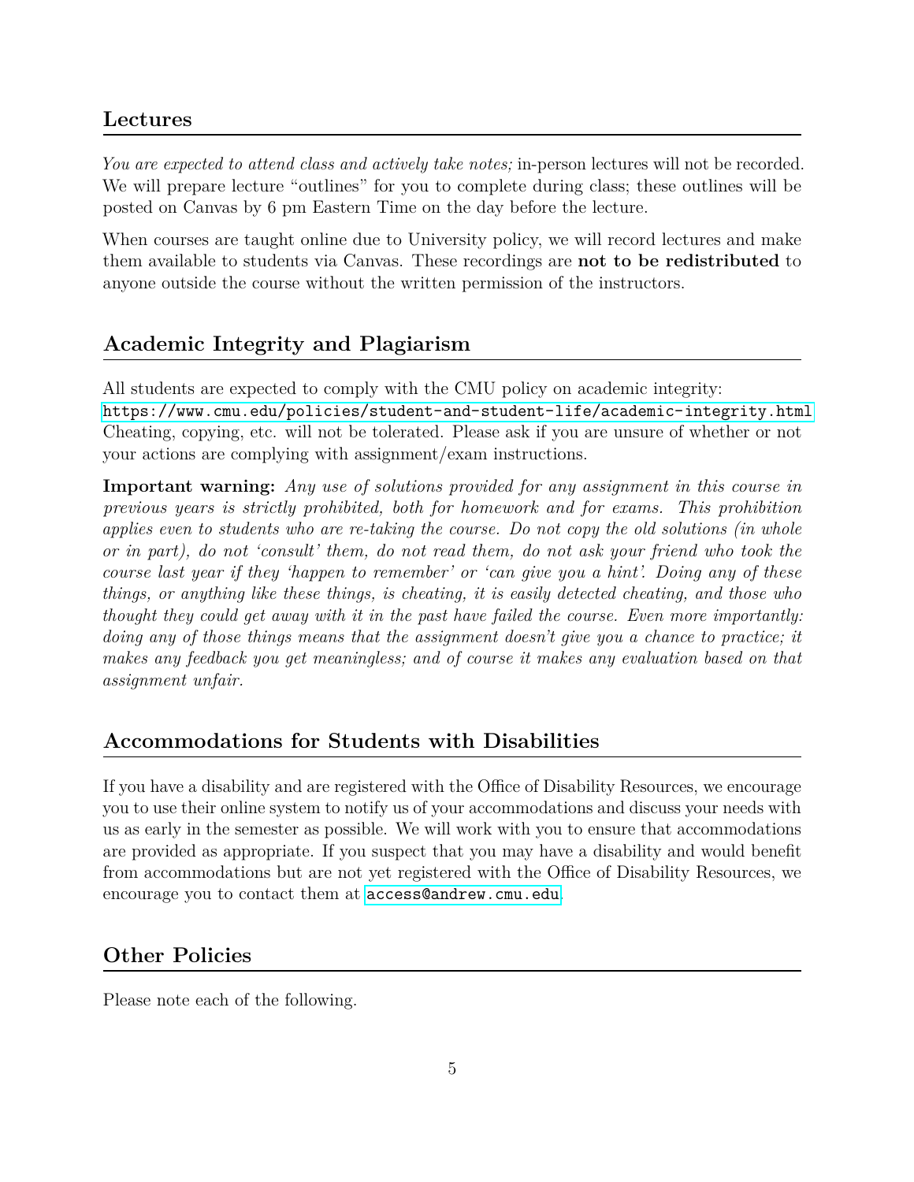## Lectures

*You are expected to attend class and actively take notes;* in-person lectures will not be recorded. We will prepare lecture "outlines" for you to complete during class; these outlines will be posted on Canvas by 6 pm Eastern Time on the day before the lecture.

When courses are taught online due to University policy, we will record lectures and make them available to students via Canvas. These recordings are **not to be redistributed** to anyone outside the course without the written permission of the instructors.

## Academic Integrity and Plagiarism

All students are expected to comply with the CMU policy on academic integrity:
`https://www.cmu.edu/policies/student-and-student-life/academic-integrity.html`
Cheating, copying, etc. will not be tolerated. Please ask if you are unsure of whether or not your actions are complying with assignment/exam instructions.

**Important warning:** *Any use of solutions provided for any assignment in this course in previous years is strictly prohibited, both for homework and for exams. This prohibition applies even to students who are re-taking the course. Do not copy the old solutions (in whole or in part), do not 'consult' them, do not read them, do not ask your friend who took the course last year if they 'happen to remember' or 'can give you a hint'. Doing any of these things, or anything like these things, is cheating, it is easily detected cheating, and those who thought they could get away with it in the past have failed the course. Even more importantly: doing any of those things means that the assignment doesn't give you a chance to practice; it makes any feedback you get meaningless; and of course it makes any evaluation based on that assignment unfair.*

## Accommodations for Students with Disabilities

If you have a disability and are registered with the Office of Disability Resources, we encourage you to use their online system to notify us of your accommodations and discuss your needs with us as early in the semester as possible. We will work with you to ensure that accommodations are provided as appropriate. If you suspect that you may have a disability and would benefit from accommodations but are not yet registered with the Office of Disability Resources, we encourage you to contact them at `access@andrew.cmu.edu`.

## Other Policies

Please note each of the following.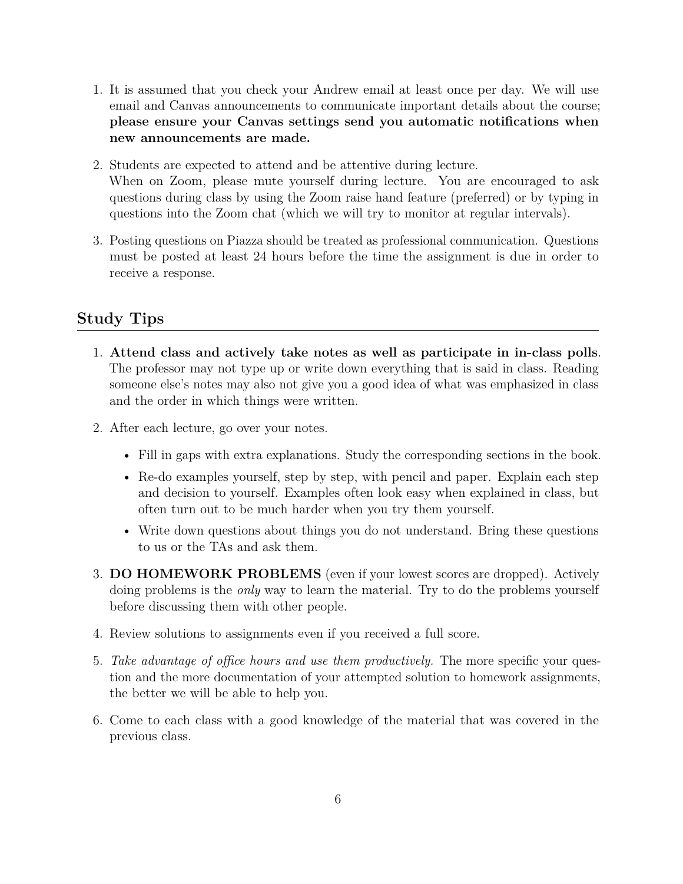1. It is assumed that you check your Andrew email at least once per day. We will use email and Canvas announcements to communicate important details about the course; **please ensure your Canvas settings send you automatic notifications when new announcements are made.**

2. Students are expected to attend and be attentive during lecture.
   When on Zoom, please mute yourself during lecture. You are encouraged to ask questions during class by using the Zoom raise hand feature (preferred) or by typing in questions into the Zoom chat (which we will try to monitor at regular intervals).

3. Posting questions on Piazza should be treated as professional communication. Questions must be posted at least 24 hours before the time the assignment is due in order to receive a response.

## Study Tips

1. **Attend class and actively take notes as well as participate in in-class polls**. The professor may not type up or write down everything that is said in class. Reading someone else's notes may also not give you a good idea of what was emphasized in class and the order in which things were written.

2. After each lecture, go over your notes.
   - Fill in gaps with extra explanations. Study the corresponding sections in the book.
   - Re-do examples yourself, step by step, with pencil and paper. Explain each step and decision to yourself. Examples often look easy when explained in class, but often turn out to be much harder when you try them yourself.
   - Write down questions about things you do not understand. Bring these questions to us or the TAs and ask them.

3. **DO HOMEWORK PROBLEMS** (even if your lowest scores are dropped). Actively doing problems is the *only* way to learn the material. Try to do the problems yourself before discussing them with other people.

4. Review solutions to assignments even if you received a full score.

5. *Take advantage of office hours and use them productively.* The more specific your question and the more documentation of your attempted solution to homework assignments, the better we will be able to help you.

6. Come to each class with a good knowledge of the material that was covered in the previous class.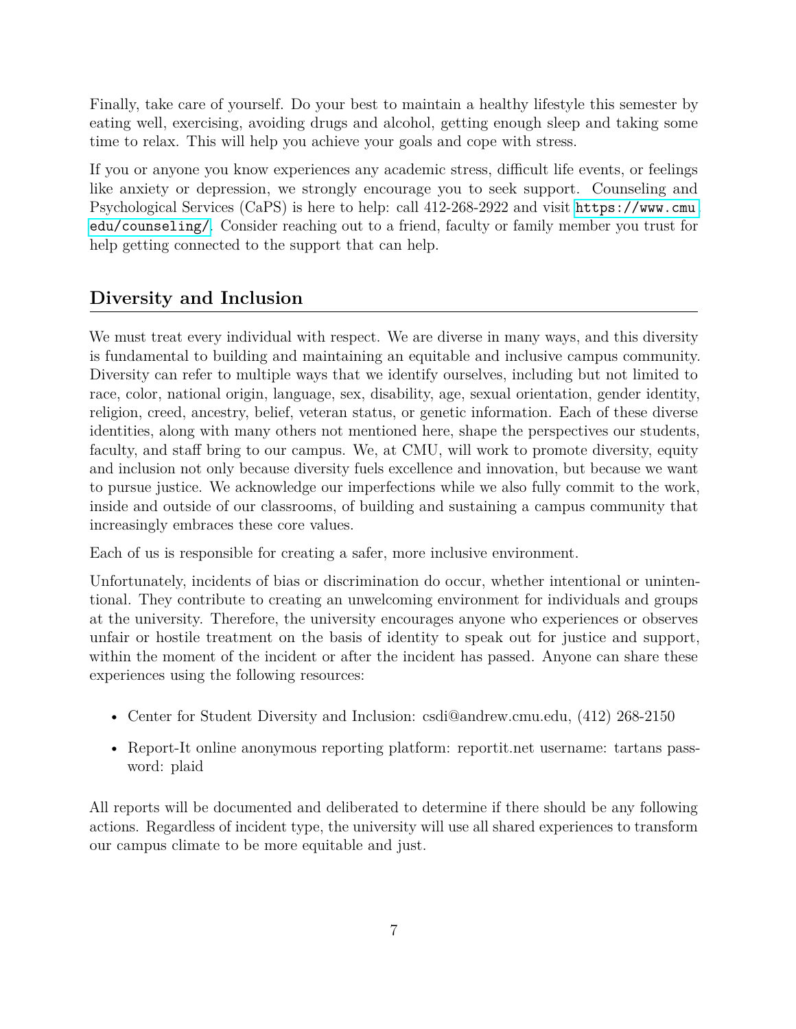Finally, take care of yourself. Do your best to maintain a healthy lifestyle this semester by eating well, exercising, avoiding drugs and alcohol, getting enough sleep and taking some time to relax. This will help you achieve your goals and cope with stress.

If you or anyone you know experiences any academic stress, difficult life events, or feelings like anxiety or depression, we strongly encourage you to seek support. Counseling and Psychological Services (CaPS) is here to help: call 412-268-2922 and visit [https://www.cmu.edu/counseling/](https://www.cmu.edu/counseling/). Consider reaching out to a friend, faculty or family member you trust for help getting connected to the support that can help.

## Diversity and Inclusion

We must treat every individual with respect. We are diverse in many ways, and this diversity is fundamental to building and maintaining an equitable and inclusive campus community. Diversity can refer to multiple ways that we identify ourselves, including but not limited to race, color, national origin, language, sex, disability, age, sexual orientation, gender identity, religion, creed, ancestry, belief, veteran status, or genetic information. Each of these diverse identities, along with many others not mentioned here, shape the perspectives our students, faculty, and staff bring to our campus. We, at CMU, will work to promote diversity, equity and inclusion not only because diversity fuels excellence and innovation, but because we want to pursue justice. We acknowledge our imperfections while we also fully commit to the work, inside and outside of our classrooms, of building and sustaining a campus community that increasingly embraces these core values.

Each of us is responsible for creating a safer, more inclusive environment.

Unfortunately, incidents of bias or discrimination do occur, whether intentional or unintentional. They contribute to creating an unwelcoming environment for individuals and groups at the university. Therefore, the university encourages anyone who experiences or observes unfair or hostile treatment on the basis of identity to speak out for justice and support, within the moment of the incident or after the incident has passed. Anyone can share these experiences using the following resources:

- Center for Student Diversity and Inclusion: csdi@andrew.cmu.edu, (412) 268-2150
- Report-It online anonymous reporting platform: reportit.net username: tartans password: plaid

All reports will be documented and deliberated to determine if there should be any following actions. Regardless of incident type, the university will use all shared experiences to transform our campus climate to be more equitable and just.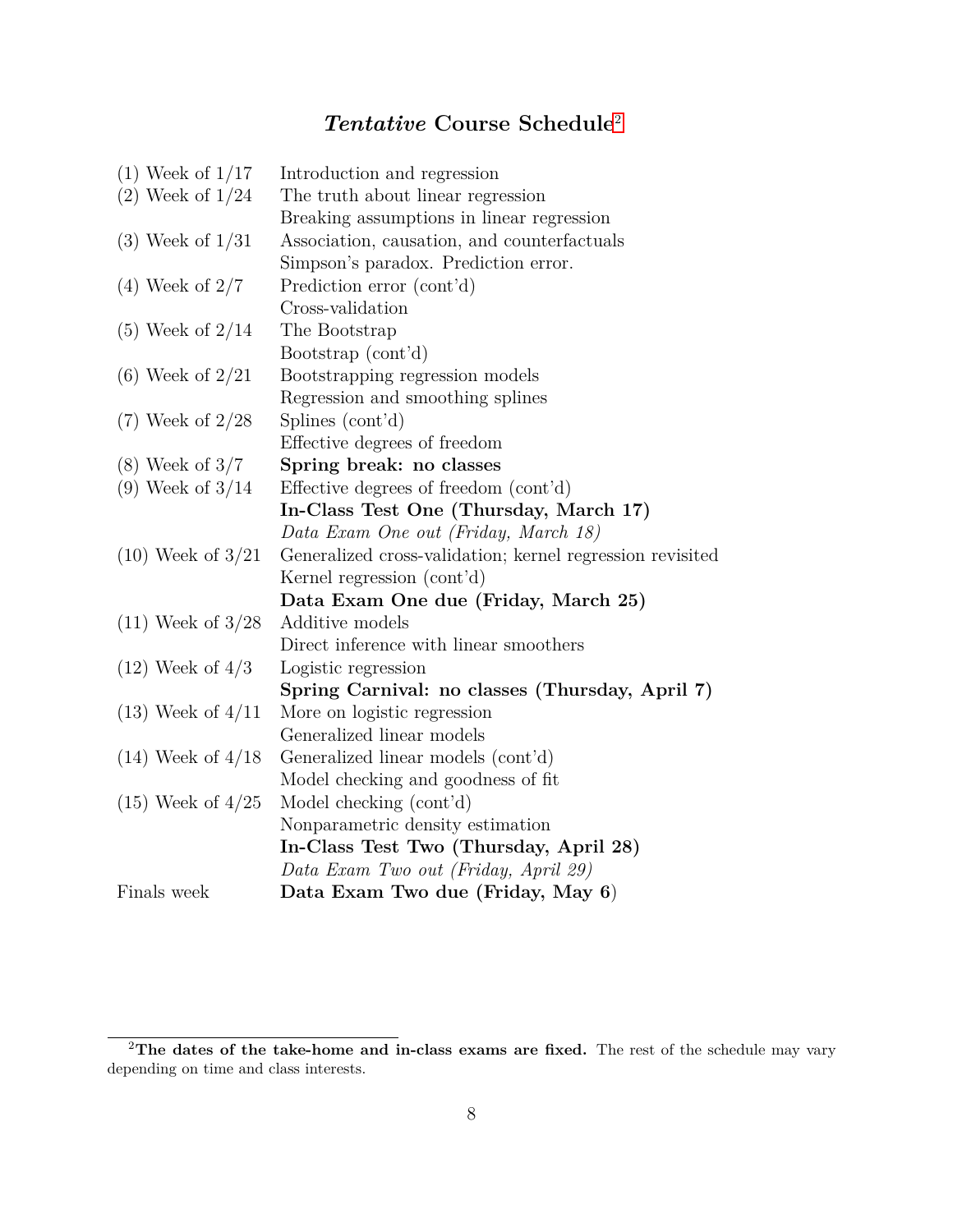## *Tentative* Course Schedule[2]

| | |
|---|---|
| (1) Week of 1/17 | Introduction and regression |
| (2) Week of 1/24 | The truth about linear regression |
| | Breaking assumptions in linear regression |
| (3) Week of 1/31 | Association, causation, and counterfactuals |
| | Simpson's paradox. Prediction error. |
| (4) Week of 2/7 | Prediction error (cont'd) |
| | Cross-validation |
| (5) Week of 2/14 | The Bootstrap |
| | Bootstrap (cont'd) |
| (6) Week of 2/21 | Bootstrapping regression models |
| | Regression and smoothing splines |
| (7) Week of 2/28 | Splines (cont'd) |
| | Effective degrees of freedom |
| (8) Week of 3/7 | **Spring break: no classes** |
| (9) Week of 3/14 | Effective degrees of freedom (cont'd) |
| | **In-Class Test One (Thursday, March 17)** |
| | *Data Exam One out (Friday, March 18)* |
| (10) Week of 3/21 | Generalized cross-validation; kernel regression revisited |
| | Kernel regression (cont'd) |
| | **Data Exam One due (Friday, March 25)** |
| (11) Week of 3/28 | Additive models |
| | Direct inference with linear smoothers |
| (12) Week of 4/3 | Logistic regression |
| | **Spring Carnival: no classes (Thursday, April 7)** |
| (13) Week of 4/11 | More on logistic regression |
| | Generalized linear models |
| (14) Week of 4/18 | Generalized linear models (cont'd) |
| | Model checking and goodness of fit |
| (15) Week of 4/25 | Model checking (cont'd) |
| | Nonparametric density estimation |
| | **In-Class Test Two (Thursday, April 28)** |
| | *Data Exam Two out (Friday, April 29)* |
| Finals week | **Data Exam Two due (Friday, May 6**) |

[2] **The dates of the take-home and in-class exams are fixed.** The rest of the schedule may vary depending on time and class interests.